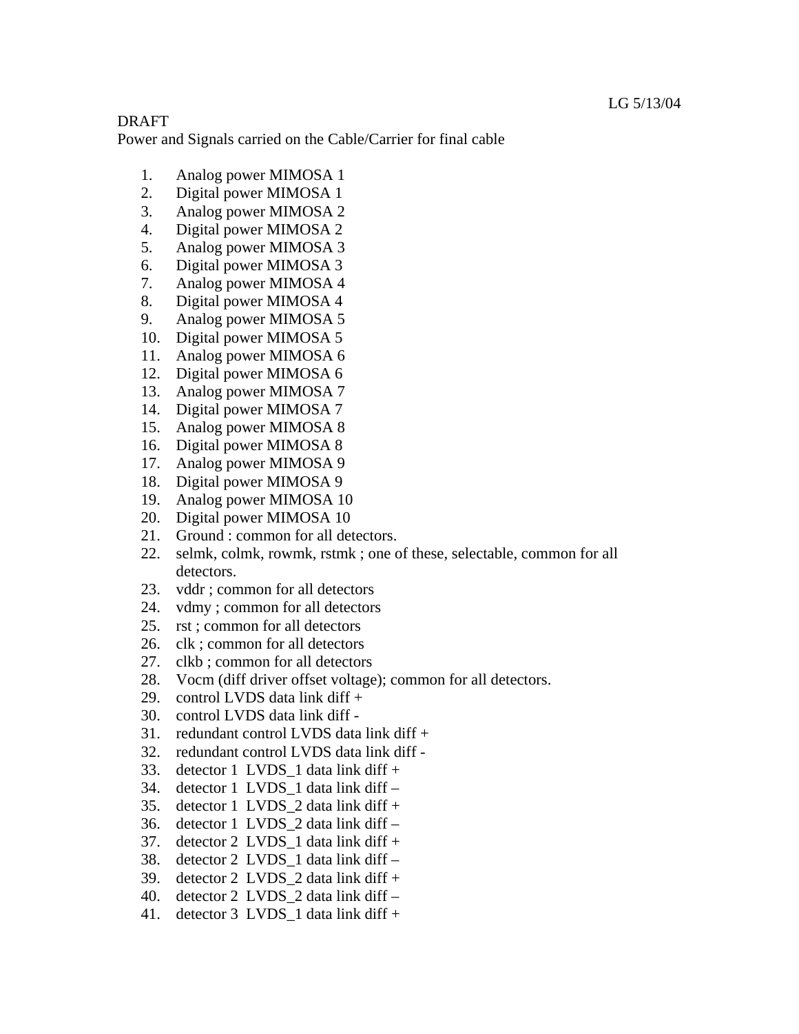LG 5/13/04

DRAFT

Power and Signals carried on the Cable/Carrier for final cable

1. Analog power MIMOSA 1
2. Digital power MIMOSA 1
3. Analog power MIMOSA 2
4. Digital power MIMOSA 2
5. Analog power MIMOSA 3
6. Digital power MIMOSA 3
7. Analog power MIMOSA 4
8. Digital power MIMOSA 4
9. Analog power MIMOSA 5
10. Digital power MIMOSA 5
11. Analog power MIMOSA 6
12. Digital power MIMOSA 6
13. Analog power MIMOSA 7
14. Digital power MIMOSA 7
15. Analog power MIMOSA 8
16. Digital power MIMOSA 8
17. Analog power MIMOSA 9
18. Digital power MIMOSA 9
19. Analog power MIMOSA 10
20. Digital power MIMOSA 10
21. Ground : common for all detectors.
22. selmk, colmk, rowmk, rstmk ; one of these, selectable, common for all detectors.
23. vddr ; common for all detectors
24. vdmy ; common for all detectors
25. rst ; common for all detectors
26. clk ; common for all detectors
27. clkb ; common for all detectors
28. Vocm (diff driver offset voltage); common for all detectors.
29. control LVDS data link diff +
30. control LVDS data link diff -
31. redundant control LVDS data link diff +
32. redundant control LVDS data link diff -
33. detector 1 LVDS_1 data link diff +
34. detector 1 LVDS_1 data link diff –
35. detector 1 LVDS_2 data link diff +
36. detector 1 LVDS_2 data link diff –
37. detector 2 LVDS_1 data link diff +
38. detector 2 LVDS_1 data link diff –
39. detector 2 LVDS_2 data link diff +
40. detector 2 LVDS_2 data link diff –
41. detector 3 LVDS_1 data link diff +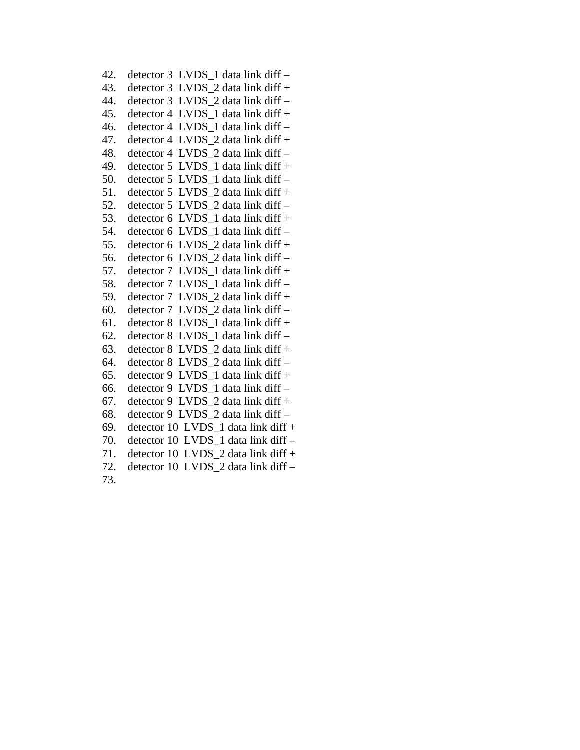42. detector 3 LVDS_1 data link diff –
43. detector 3 LVDS_2 data link diff +
44. detector 3 LVDS_2 data link diff –
45. detector 4 LVDS_1 data link diff +
46. detector 4 LVDS_1 data link diff –
47. detector 4 LVDS_2 data link diff +
48. detector 4 LVDS_2 data link diff –
49. detector 5 LVDS_1 data link diff +
50. detector 5 LVDS_1 data link diff –
51. detector 5 LVDS_2 data link diff +
52. detector 5 LVDS_2 data link diff –
53. detector 6 LVDS_1 data link diff +
54. detector 6 LVDS_1 data link diff –
55. detector 6 LVDS_2 data link diff +
56. detector 6 LVDS_2 data link diff –
57. detector 7 LVDS_1 data link diff +
58. detector 7 LVDS_1 data link diff –
59. detector 7 LVDS_2 data link diff +
60. detector 7 LVDS_2 data link diff –
61. detector 8 LVDS_1 data link diff +
62. detector 8 LVDS_1 data link diff –
63. detector 8 LVDS_2 data link diff +
64. detector 8 LVDS_2 data link diff –
65. detector 9 LVDS_1 data link diff +
66. detector 9 LVDS_1 data link diff –
67. detector 9 LVDS_2 data link diff +
68. detector 9 LVDS_2 data link diff –
69. detector 10 LVDS_1 data link diff +
70. detector 10 LVDS_1 data link diff –
71. detector 10 LVDS_2 data link diff +
72. detector 10 LVDS_2 data link diff –
73.